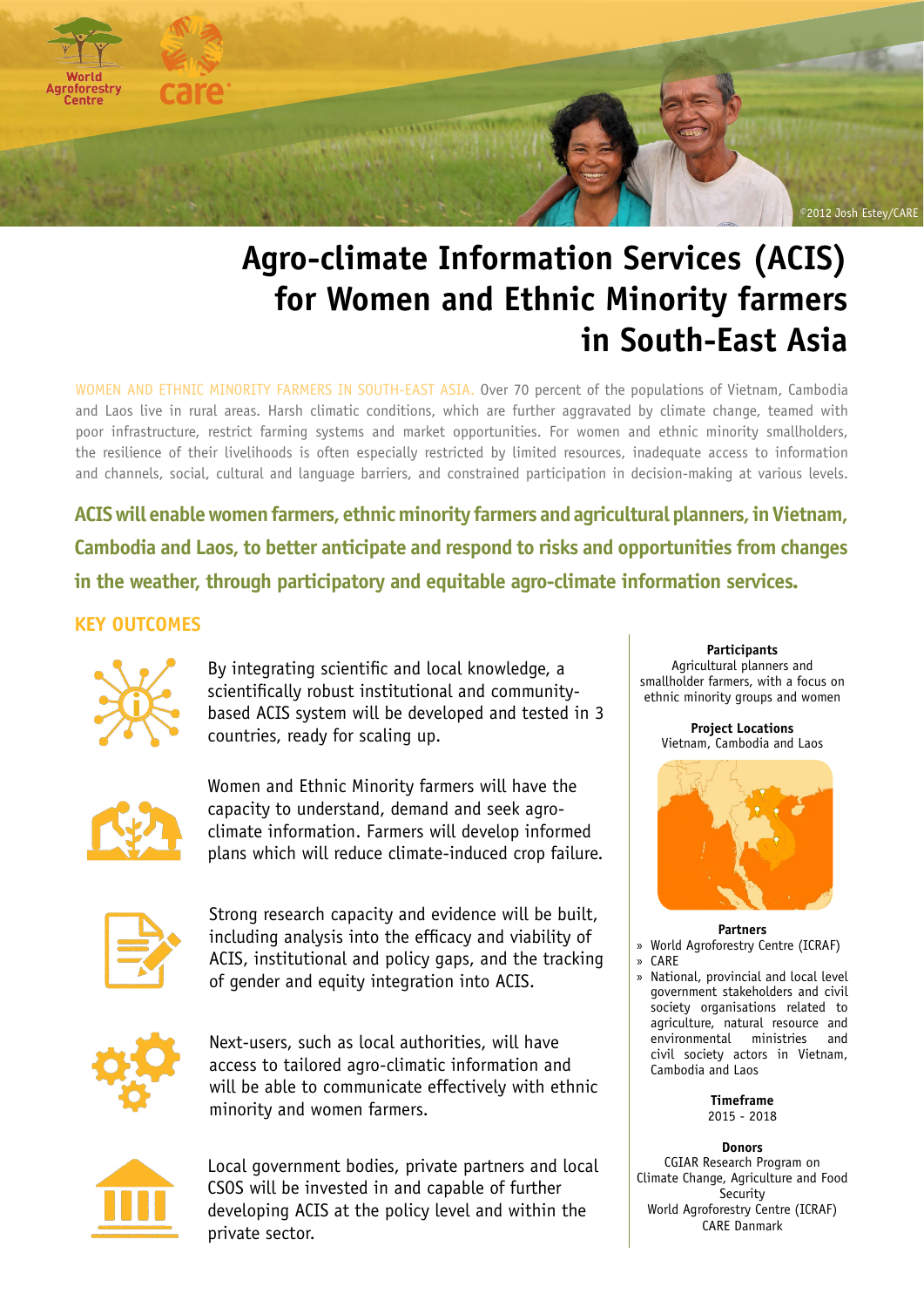©2012 Josh Estey/CARE

# Agro-climate Information Services (ACIS) for Women and Ethnic Minority farmers in South-East Asia

WOMEN AND ETHNIC MINORITY FARMERS IN SOUTH-EAST ASIA. Over 70 percent of the populations of Vietnam, Cambodia and Laos live in rural areas. Harsh climatic conditions, which are further aggravated by climate change, teamed with poor infrastructure, restrict farming systems and market opportunities. For women and ethnic minority smallholders, the resilience of their livelihoods is often especially restricted by limited resources, inadequate access to information and channels, social, cultural and language barriers, and constrained participation in decision-making at various levels.

**ACIS will enable women farmers, ethnic minority farmers and agricultural planners, in Vietnam, Cambodia and Laos, to better anticipate and respond to risks and opportunities from changes in the weather, through participatory and equitable agro-climate information services.**

## KEY OUTCOMES

By integrating scientific and local knowledge, a scientifically robust institutional and community-based ACIS system will be developed and tested in 3 countries, ready for scaling up.

Women and Ethnic Minority farmers will have the capacity to understand, demand and seek agro-climate information. Farmers will develop informed plans which will reduce climate-induced crop failure.

Strong research capacity and evidence will be built, including analysis into the efficacy and viability of ACIS, institutional and policy gaps, and the tracking of gender and equity integration into ACIS.

Next-users, such as local authorities, will have access to tailored agro-climatic information and will be able to communicate effectively with ethnic minority and women farmers.

Local government bodies, private partners and local CSOS will be invested in and capable of further developing ACIS at the policy level and within the private sector.

**Participants**
Agricultural planners and smallholder farmers, with a focus on ethnic minority groups and women

**Project Locations**
Vietnam, Cambodia and Laos

**Partners**
- World Agroforestry Centre (ICRAF)
- CARE
- National, provincial and local level government stakeholders and civil society organisations related to agriculture, natural resource and environmental ministries and civil society actors in Vietnam, Cambodia and Laos

**Timeframe**
2015 - 2018

**Donors**
CGIAR Research Program on Climate Change, Agriculture and Food Security
World Agroforestry Centre (ICRAF)
CARE Danmark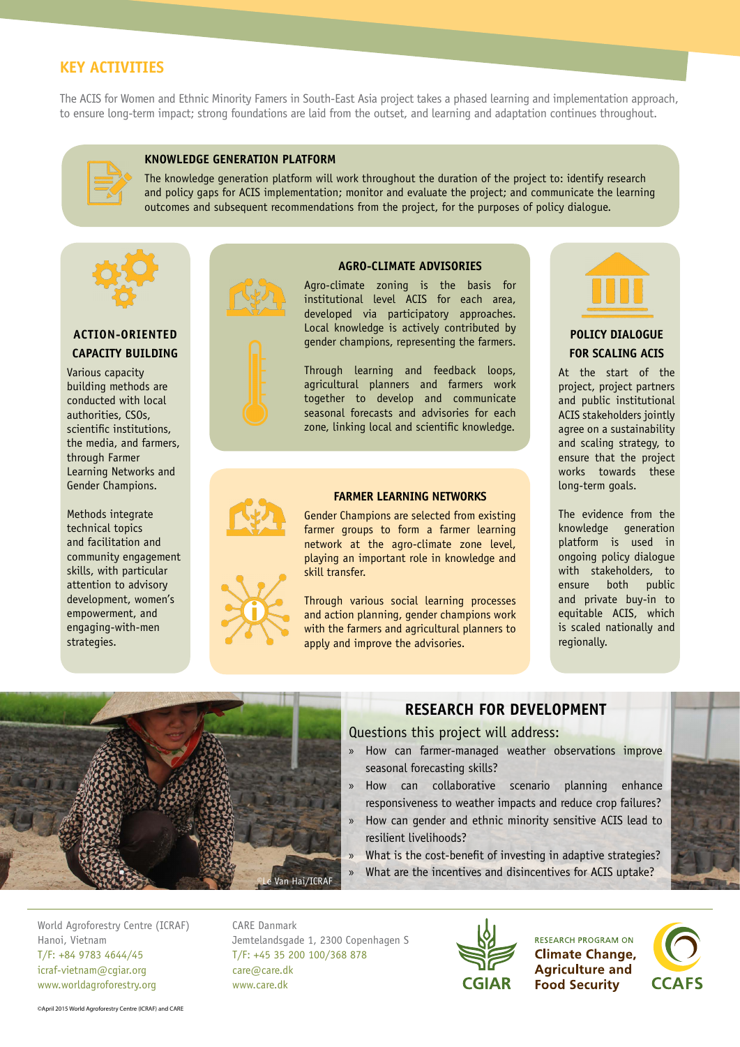## KEY ACTIVITIES

The ACIS for Women and Ethnic Minority Famers in South-East Asia project takes a phased learning and implementation approach, to ensure long-term impact; strong foundations are laid from the outset, and learning and adaptation continues throughout.

### KNOWLEDGE GENERATION PLATFORM

The knowledge generation platform will work throughout the duration of the project to: identify research and policy gaps for ACIS implementation; monitor and evaluate the project; and communicate the learning outcomes and subsequent recommendations from the project, for the purposes of policy dialogue.

### ACTION-ORIENTED CAPACITY BUILDING

Various capacity building methods are conducted with local authorities, CSOs, scientific institutions, the media, and farmers, through Farmer Learning Networks and Gender Champions.

Methods integrate technical topics and facilitation and community engagement skills, with particular attention to advisory development, women's empowerment, and engaging-with-men strategies.

### AGRO-CLIMATE ADVISORIES

Agro-climate zoning is the basis for institutional level ACIS for each area, developed via participatory approaches. Local knowledge is actively contributed by gender champions, representing the farmers.

Through learning and feedback loops, agricultural planners and farmers work together to develop and communicate seasonal forecasts and advisories for each zone, linking local and scientific knowledge.

### FARMER LEARNING NETWORKS

Gender Champions are selected from existing farmer groups to form a farmer learning network at the agro-climate zone level, playing an important role in knowledge and skill transfer.

Through various social learning processes and action planning, gender champions work with the farmers and agricultural planners to apply and improve the advisories.

### POLICY DIALOGUE FOR SCALING ACIS

At the start of the project, project partners and public institutional ACIS stakeholders jointly agree on a sustainability and scaling strategy, to ensure that the project works towards these long-term goals.

The evidence from the knowledge generation platform is used in ongoing policy dialogue with stakeholders, to ensure both public and private buy-in to equitable ACIS, which is scaled nationally and regionally.

©Le Van Hai/ICRAF

## RESEARCH FOR DEVELOPMENT

Questions this project will address:

- How can farmer-managed weather observations improve seasonal forecasting skills?
- How can collaborative scenario planning enhance responsiveness to weather impacts and reduce crop failures?
- How can gender and ethnic minority sensitive ACIS lead to resilient livelihoods?
- What is the cost-benefit of investing in adaptive strategies?
- What are the incentives and disincentives for ACIS uptake?

World Agroforestry Centre (ICRAF)
Hanoi, Vietnam
T/F: +84 9783 4644/45
icraf-vietnam@cgiar.org
www.worldagroforestry.org

CARE Danmark
Jemtelandsgade 1, 2300 Copenhagen S
T/F: +45 35 200 100/368 878
care@care.dk
www.care.dk

CGIAR

RESEARCH PROGRAM ON
Climate Change, Agriculture and Food Security

CCAFS

©April 2015 World Agroforestry Centre (ICRAF) and CARE